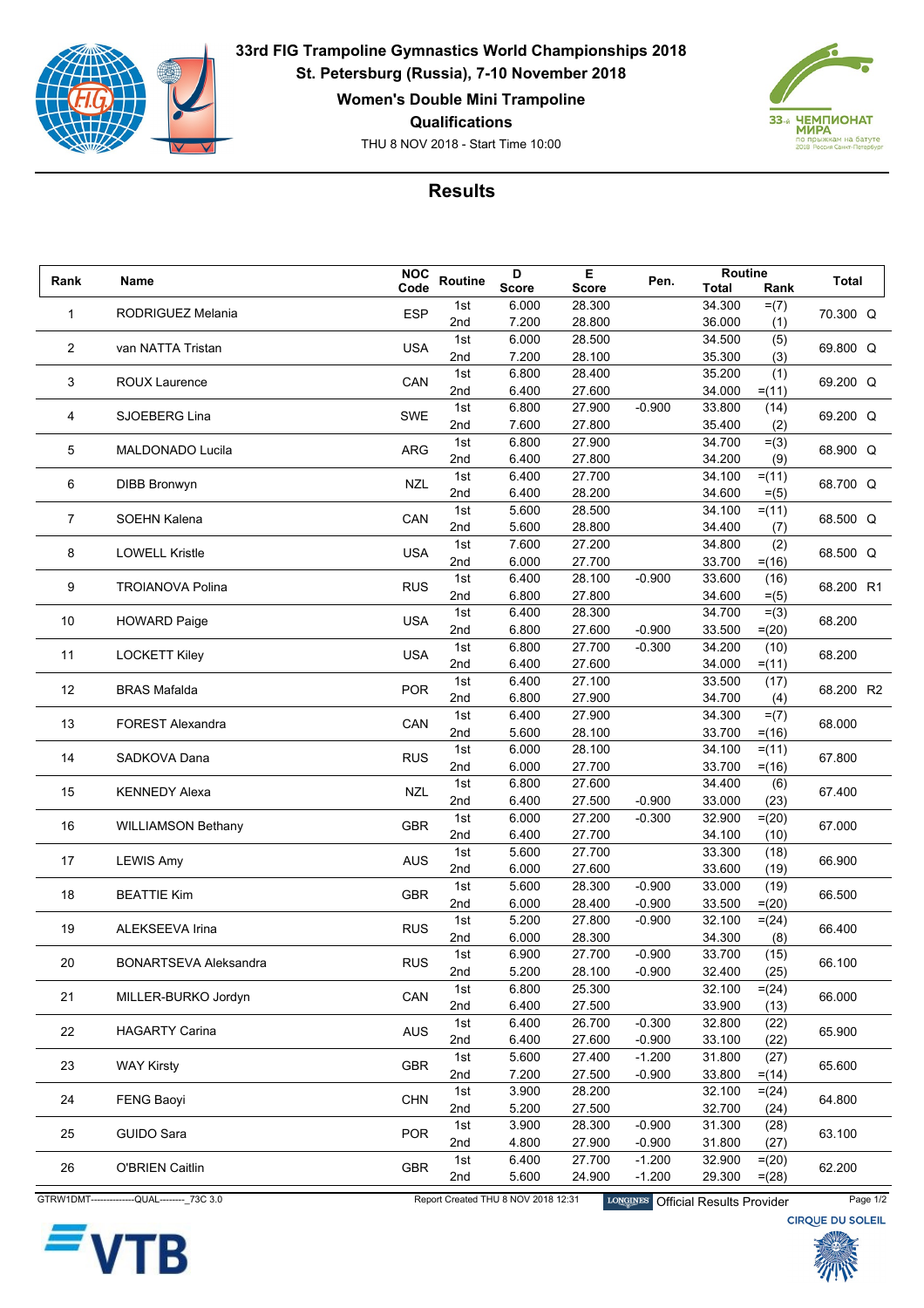# 33rd FIG Trampoline Gymnastics World Championships 2018

## St. Petersburg (Russia), 7-10 November 2018

### Women's Double Mini Trampoline

### Qualifications

THU 8 NOV 2018 - Start Time 10:00

## Results

| Rank | Name | NOC Code | Routine | D Score | E Score | Pen. | Routine Total | Routine Rank | Total |
|---|---|---|---|---|---|---|---|---|---|
| 1 | RODRIGUEZ Melania | ESP | 1st | 6.000 | 28.300 | | 34.300 | =(7) | 70.300 Q |
| | | | 2nd | 7.200 | 28.800 | | 36.000 | (1) | |
| 2 | van NATTA Tristan | USA | 1st | 6.000 | 28.500 | | 34.500 | (5) | 69.800 Q |
| | | | 2nd | 7.200 | 28.100 | | 35.300 | (3) | |
| 3 | ROUX Laurence | CAN | 1st | 6.800 | 28.400 | | 35.200 | (1) | 69.200 Q |
| | | | 2nd | 6.400 | 27.600 | | 34.000 | =(11) | |
| 4 | SJOEBERG Lina | SWE | 1st | 6.800 | 27.900 | -0.900 | 33.800 | (14) | 69.200 Q |
| | | | 2nd | 7.600 | 27.800 | | 35.400 | (2) | |
| 5 | MALDONADO Lucila | ARG | 1st | 6.800 | 27.900 | | 34.700 | =(3) | 68.900 Q |
| | | | 2nd | 6.400 | 27.800 | | 34.200 | (9) | |
| 6 | DIBB Bronwyn | NZL | 1st | 6.400 | 27.700 | | 34.100 | =(11) | 68.700 Q |
| | | | 2nd | 6.400 | 28.200 | | 34.600 | =(5) | |
| 7 | SOEHN Kalena | CAN | 1st | 5.600 | 28.500 | | 34.100 | =(11) | 68.500 Q |
| | | | 2nd | 5.600 | 28.800 | | 34.400 | (7) | |
| 8 | LOWELL Kristle | USA | 1st | 7.600 | 27.200 | | 34.800 | (2) | 68.500 Q |
| | | | 2nd | 6.000 | 27.700 | | 33.700 | =(16) | |
| 9 | TROIANOVA Polina | RUS | 1st | 6.400 | 28.100 | -0.900 | 33.600 | (16) | 68.200 R1 |
| | | | 2nd | 6.800 | 27.800 | | 34.600 | =(5) | |
| 10 | HOWARD Paige | USA | 1st | 6.400 | 28.300 | | 34.700 | =(3) | 68.200 |
| | | | 2nd | 6.800 | 27.600 | -0.900 | 33.500 | =(20) | |
| 11 | LOCKETT Kiley | USA | 1st | 6.800 | 27.700 | -0.300 | 34.200 | (10) | 68.200 |
| | | | 2nd | 6.400 | 27.600 | | 34.000 | =(11) | |
| 12 | BRAS Mafalda | POR | 1st | 6.400 | 27.100 | | 33.500 | (17) | 68.200 R2 |
| | | | 2nd | 6.800 | 27.900 | | 34.700 | (4) | |
| 13 | FOREST Alexandra | CAN | 1st | 6.400 | 27.900 | | 34.300 | =(7) | 68.000 |
| | | | 2nd | 5.600 | 28.100 | | 33.700 | =(16) | |
| 14 | SADKOVA Dana | RUS | 1st | 6.000 | 28.100 | | 34.100 | =(11) | 67.800 |
| | | | 2nd | 6.000 | 27.700 | | 33.700 | =(16) | |
| 15 | KENNEDY Alexa | NZL | 1st | 6.800 | 27.600 | | 34.400 | (6) | 67.400 |
| | | | 2nd | 6.400 | 27.500 | -0.900 | 33.000 | (23) | |
| 16 | WILLIAMSON Bethany | GBR | 1st | 6.000 | 27.200 | -0.300 | 32.900 | =(20) | 67.000 |
| | | | 2nd | 6.400 | 27.700 | | 34.100 | (10) | |
| 17 | LEWIS Amy | AUS | 1st | 5.600 | 27.700 | | 33.300 | (18) | 66.900 |
| | | | 2nd | 6.000 | 27.600 | | 33.600 | (19) | |
| 18 | BEATTIE Kim | GBR | 1st | 5.600 | 28.300 | -0.900 | 33.000 | (19) | 66.500 |
| | | | 2nd | 6.000 | 28.400 | -0.900 | 33.500 | =(20) | |
| 19 | ALEKSEEVA Irina | RUS | 1st | 5.200 | 27.800 | -0.900 | 32.100 | =(24) | 66.400 |
| | | | 2nd | 6.000 | 28.300 | | 34.300 | (8) | |
| 20 | BONARTSEVA Aleksandra | RUS | 1st | 6.900 | 27.700 | -0.900 | 33.700 | (15) | 66.100 |
| | | | 2nd | 5.200 | 28.100 | -0.900 | 32.400 | (25) | |
| 21 | MILLER-BURKO Jordyn | CAN | 1st | 6.800 | 25.300 | | 32.100 | =(24) | 66.000 |
| | | | 2nd | 6.400 | 27.500 | | 33.900 | (13) | |
| 22 | HAGARTY Carina | AUS | 1st | 6.400 | 26.700 | -0.300 | 32.800 | (22) | 65.900 |
| | | | 2nd | 6.400 | 27.600 | -0.900 | 33.100 | (22) | |
| 23 | WAY Kirsty | GBR | 1st | 5.600 | 27.400 | -1.200 | 31.800 | (27) | 65.600 |
| | | | 2nd | 7.200 | 27.500 | -0.900 | 33.800 | =(14) | |
| 24 | FENG Baoyi | CHN | 1st | 3.900 | 28.200 | | 32.100 | =(24) | 64.800 |
| | | | 2nd | 5.200 | 27.500 | | 32.700 | (24) | |
| 25 | GUIDO Sara | POR | 1st | 3.900 | 28.300 | -0.900 | 31.300 | (28) | 63.100 |
| | | | 2nd | 4.800 | 27.900 | -0.900 | 31.800 | (27) | |
| 26 | O'BRIEN Caitlin | GBR | 1st | 6.400 | 27.700 | -1.200 | 32.900 | =(20) | 62.200 |
| | | | 2nd | 5.600 | 24.900 | -1.200 | 29.300 | =(28) | |

GTRW1DMT--------------QUAL--------_73C 3.0 Report Created THU 8 NOV 2018 12:31 Official Results Provider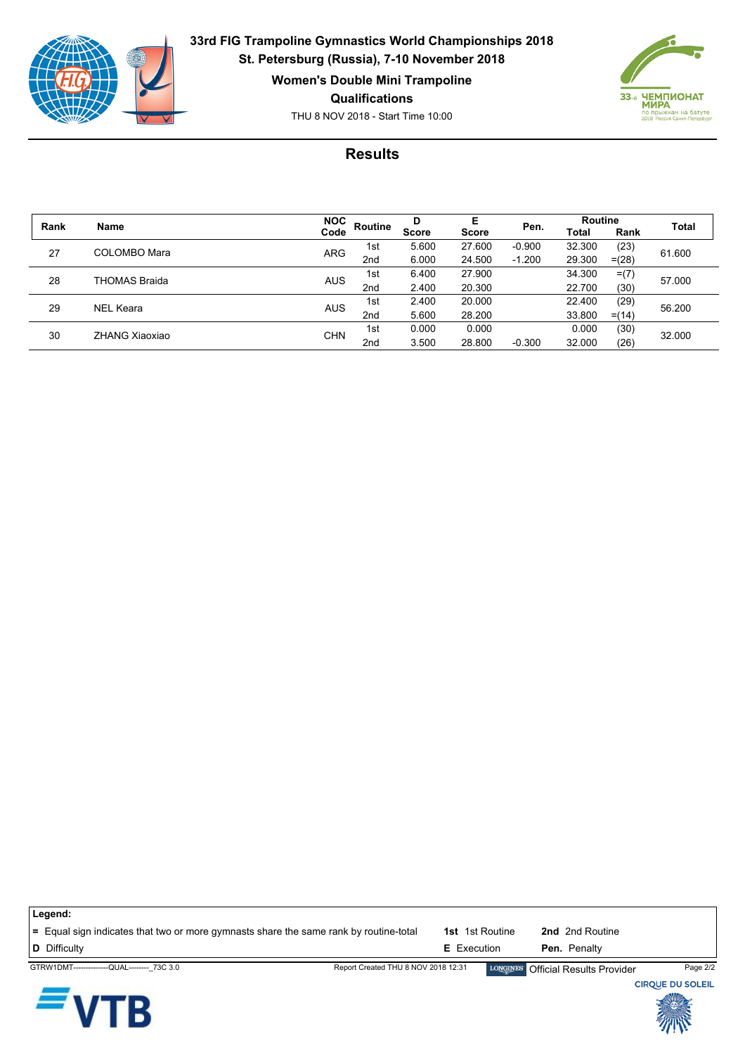33rd FIG Trampoline Gymnastics World Championships 2018
St. Petersburg (Russia), 7-10 November 2018
Women's Double Mini Trampoline
Qualifications
THU 8 NOV 2018 - Start Time 10:00

## Results

| Rank | Name | NOC Code | Routine | D Score | E Score | Pen. | Routine Total | Routine Rank | Total |
|---|---|---|---|---|---|---|---|---|---|
| 27 | COLOMBO Mara | ARG | 1st | 5.600 | 27.600 | -0.900 | 32.300 | (23) | 61.600 |
| | | | 2nd | 6.000 | 24.500 | -1.200 | 29.300 | =(28) | |
| 28 | THOMAS Braida | AUS | 1st | 6.400 | 27.900 | | 34.300 | =(7) | 57.000 |
| | | | 2nd | 2.400 | 20.300 | | 22.700 | (30) | |
| 29 | NEL Keara | AUS | 1st | 2.400 | 20.000 | | 22.400 | (29) | 56.200 |
| | | | 2nd | 5.600 | 28.200 | | 33.800 | =(14) | |
| 30 | ZHANG Xiaoxiao | CHN | 1st | 0.000 | 0.000 | | 0.000 | (30) | 32.000 |
| | | | 2nd | 3.500 | 28.800 | -0.300 | 32.000 | (26) | |

**Legend:**

**=** Equal sign indicates that two or more gymnasts share the same rank by routine-total
**1st** 1st Routine
**2nd** 2nd Routine
**D** Difficulty
**E** Execution
**Pen.** Penalty

GTRW1DMT--------------QUAL--------_73C 3.0 Report Created THU 8 NOV 2018 12:31 Official Results Provider